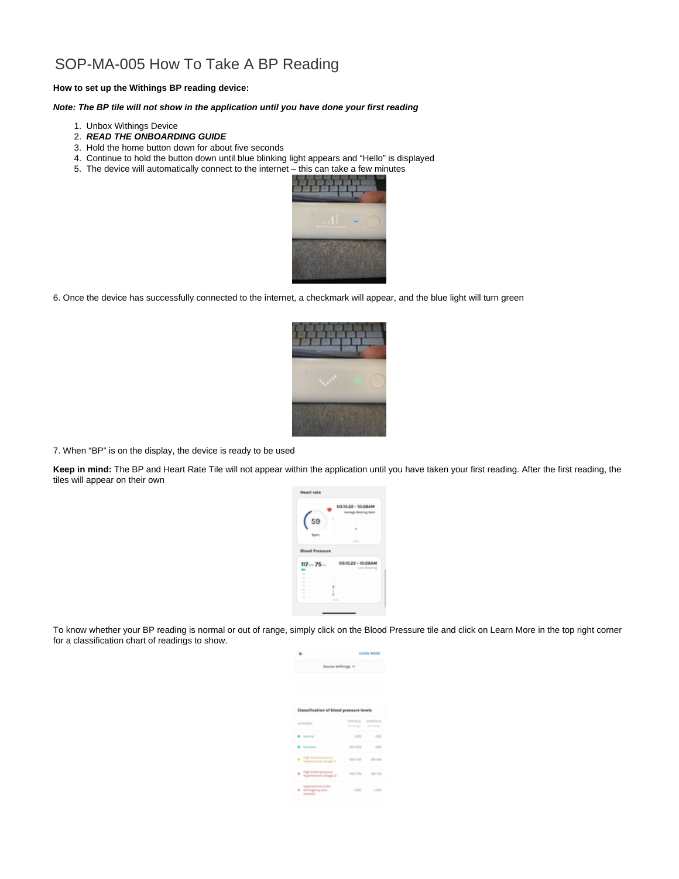# SOP-MA-005 How To Take A BP Reading

**How to set up the Withings BP reading device:**

***Note: The BP tile will not show in the application until you have done your first reading***

1. Unbox Withings Device
2. ***READ THE ONBOARDING GUIDE***
3. Hold the home button down for about five seconds
4. Continue to hold the button down until blue blinking light appears and "Hello" is displayed
5. The device will automatically connect to the internet – this can take a few minutes

6. Once the device has successfully connected to the internet, a checkmark will appear, and the blue light will turn green

7. When "BP" is on the display, the device is ready to be used

**Keep in mind:** The BP and Heart Rate Tile will not appear within the application until you have taken your first reading. After the first reading, the tiles will appear on their own

To know whether your BP reading is normal or out of range, simply click on the Blood Pressure tile and click on Learn More in the top right corner for a classification chart of readings to show.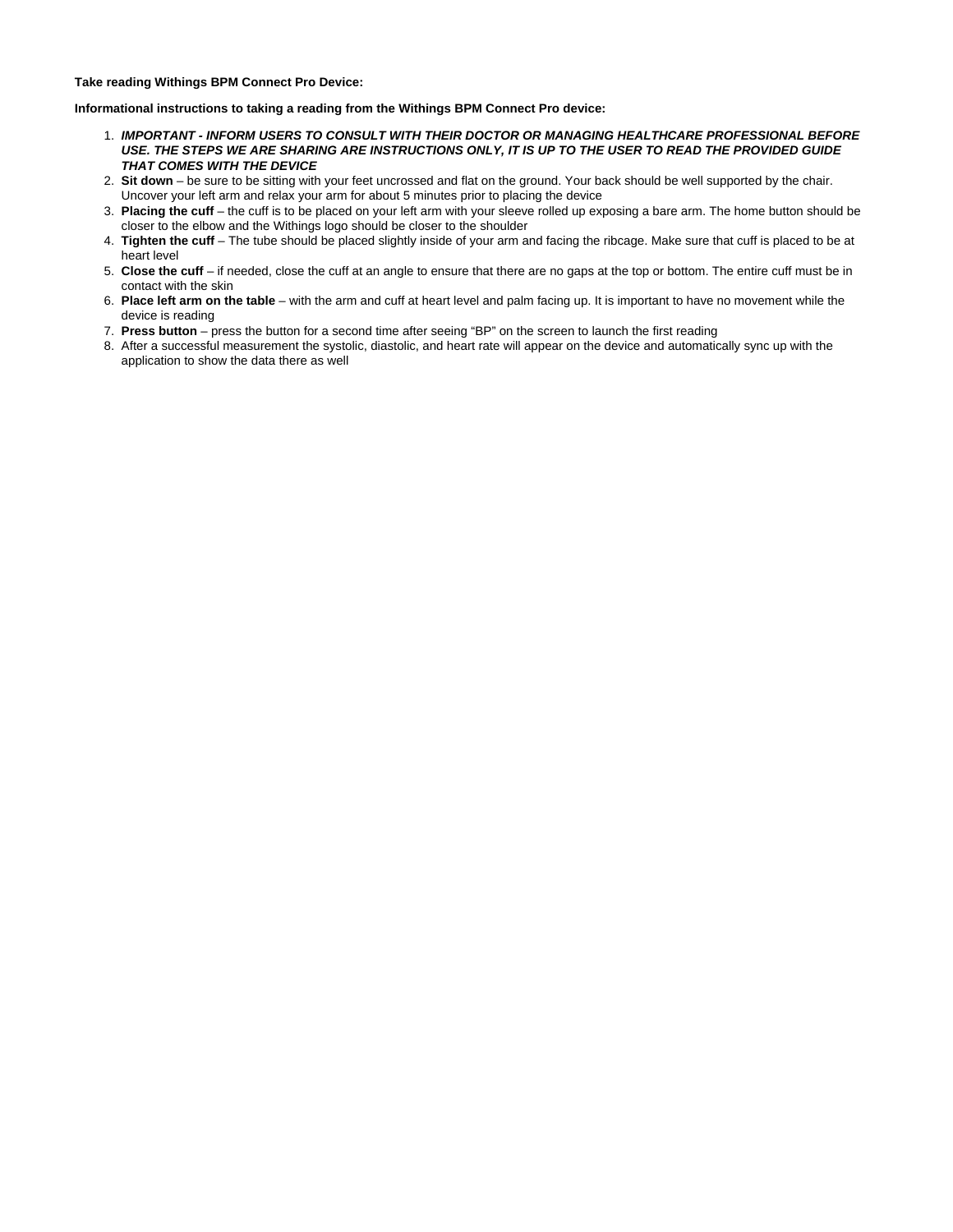**Take reading Withings BPM Connect Pro Device:**

**Informational instructions to taking a reading from the Withings BPM Connect Pro device:**

1. ***IMPORTANT - INFORM USERS TO CONSULT WITH THEIR DOCTOR OR MANAGING HEALTHCARE PROFESSIONAL BEFORE USE. THE STEPS WE ARE SHARING ARE INSTRUCTIONS ONLY, IT IS UP TO THE USER TO READ THE PROVIDED GUIDE THAT COMES WITH THE DEVICE***
2. **Sit down** – be sure to be sitting with your feet uncrossed and flat on the ground. Your back should be well supported by the chair. Uncover your left arm and relax your arm for about 5 minutes prior to placing the device
3. **Placing the cuff** – the cuff is to be placed on your left arm with your sleeve rolled up exposing a bare arm. The home button should be closer to the elbow and the Withings logo should be closer to the shoulder
4. **Tighten the cuff** – The tube should be placed slightly inside of your arm and facing the ribcage. Make sure that cuff is placed to be at heart level
5. **Close the cuff** – if needed, close the cuff at an angle to ensure that there are no gaps at the top or bottom. The entire cuff must be in contact with the skin
6. **Place left arm on the table** – with the arm and cuff at heart level and palm facing up. It is important to have no movement while the device is reading
7. **Press button** – press the button for a second time after seeing "BP" on the screen to launch the first reading
8. After a successful measurement the systolic, diastolic, and heart rate will appear on the device and automatically sync up with the application to show the data there as well